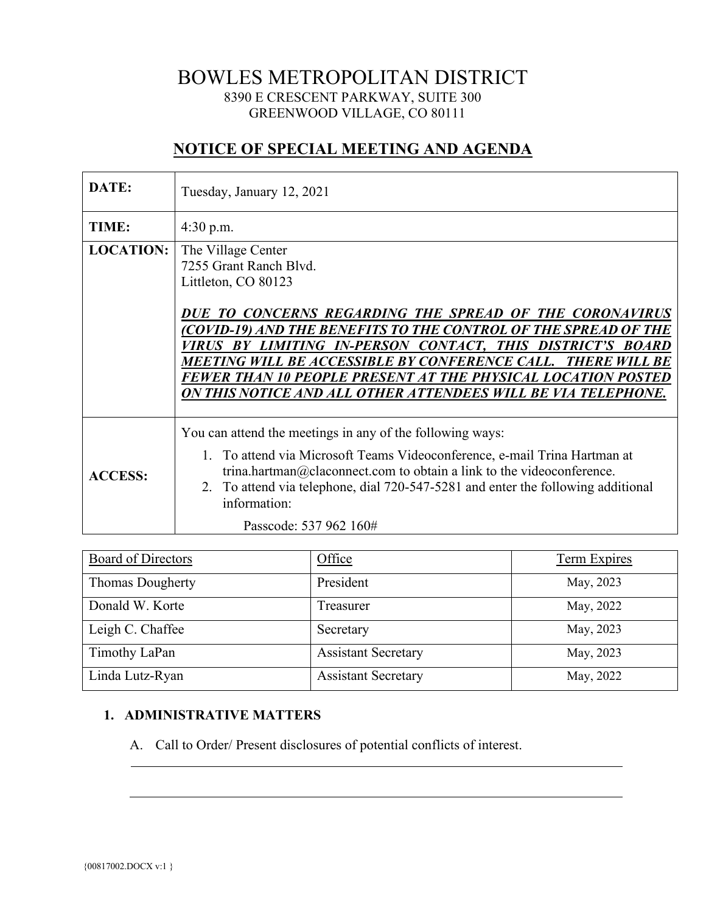# BOWLES METROPOLITAN DISTRICT

8390 E CRESCENT PARKWAY, SUITE 300
GREENWOOD VILLAGE, CO 80111

## NOTICE OF SPECIAL MEETING AND AGENDA

| | |
|---|---|
| **DATE:** | Tuesday, January 12, 2021 |
| **TIME:** | 4:30 p.m. |
| **LOCATION:** | The Village Center<br>7255 Grant Ranch Blvd.<br>Littleton, CO 80123<br><br>***DUE TO CONCERNS REGARDING THE SPREAD OF THE CORONAVIRUS (COVID-19) AND THE BENEFITS TO THE CONTROL OF THE SPREAD OF THE VIRUS BY LIMITING IN-PERSON CONTACT, THIS DISTRICT'S BOARD MEETING WILL BE ACCESSIBLE BY CONFERENCE CALL. THERE WILL BE FEWER THAN 10 PEOPLE PRESENT AT THE PHYSICAL LOCATION POSTED ON THIS NOTICE AND ALL OTHER ATTENDEES WILL BE VIA TELEPHONE.*** |
| **ACCESS:** | You can attend the meetings in any of the following ways:<br>1. To attend via Microsoft Teams Videoconference, e-mail Trina Hartman at trina.hartman@claconnect.com to obtain a link to the videoconference.<br>2. To attend via telephone, dial 720-547-5281 and enter the following additional information:<br>Passcode: 537 962 160# |

| Board of Directors | Office | Term Expires |
|---|---|---|
| Thomas Dougherty | President | May, 2023 |
| Donald W. Korte | Treasurer | May, 2022 |
| Leigh C. Chaffee | Secretary | May, 2023 |
| Timothy LaPan | Assistant Secretary | May, 2023 |
| Linda Lutz-Ryan | Assistant Secretary | May, 2022 |

1. **ADMINISTRATIVE MATTERS**

   A. Call to Order/ Present disclosures of potential conflicts of interest.

   ______________________________________________________________________

   ______________________________________________________________________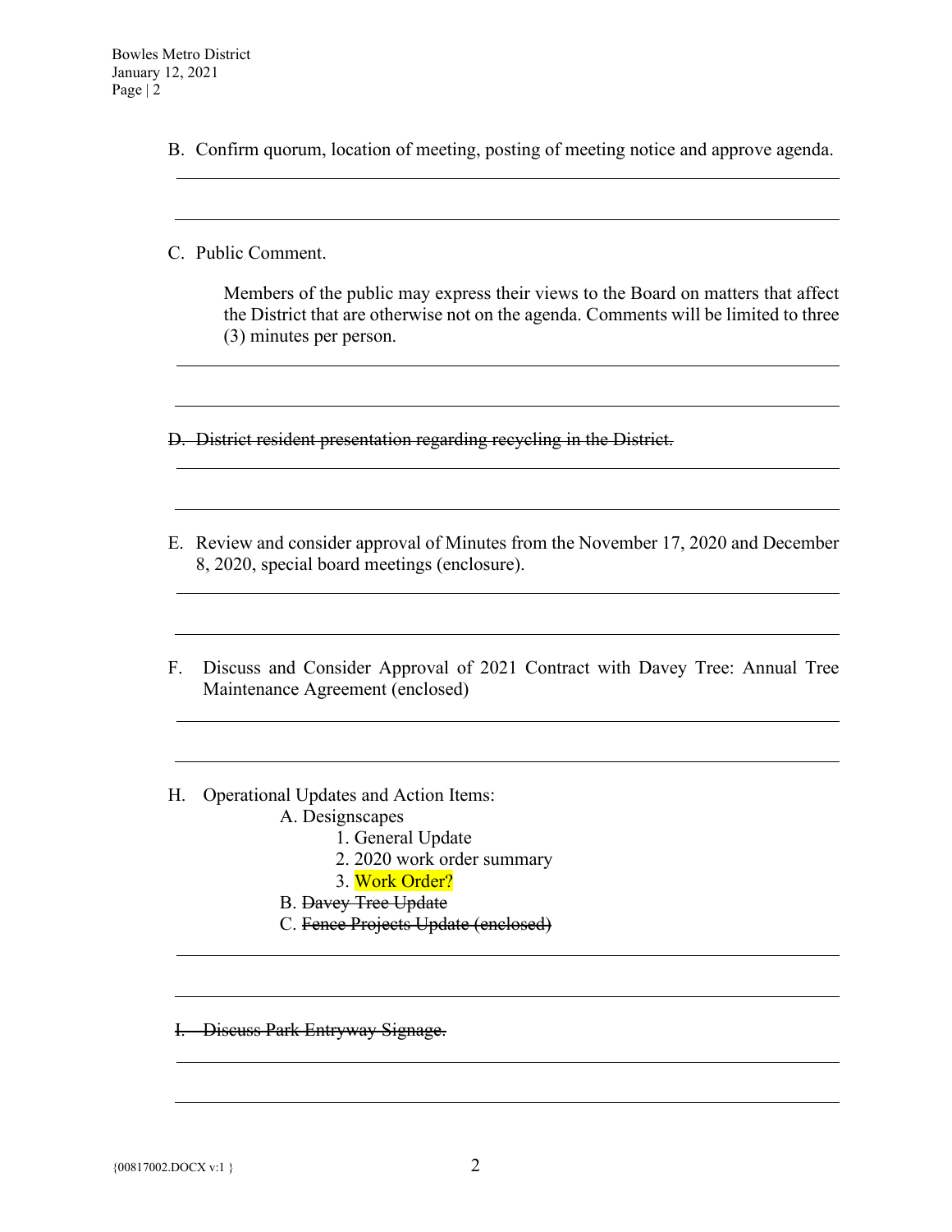B. Confirm quorum, location of meeting, posting of meeting notice and approve agenda.

C. Public Comment.

> Members of the public may express their views to the Board on matters that affect the District that are otherwise not on the agenda. Comments will be limited to three (3) minutes per person.

~~D. District resident presentation regarding recycling in the District.~~

E. Review and consider approval of Minutes from the November 17, 2020 and December 8, 2020, special board meetings (enclosure).

F. Discuss and Consider Approval of 2021 Contract with Davey Tree: Annual Tree Maintenance Agreement (enclosed)

H. Operational Updates and Action Items:

- A. Designscapes
  1. General Update
  2. 2020 work order summary
  3. Work Order?
- B. ~~Davey Tree Update~~
- C. ~~Fence Projects Update (enclosed)~~

~~I. Discuss Park Entryway Signage.~~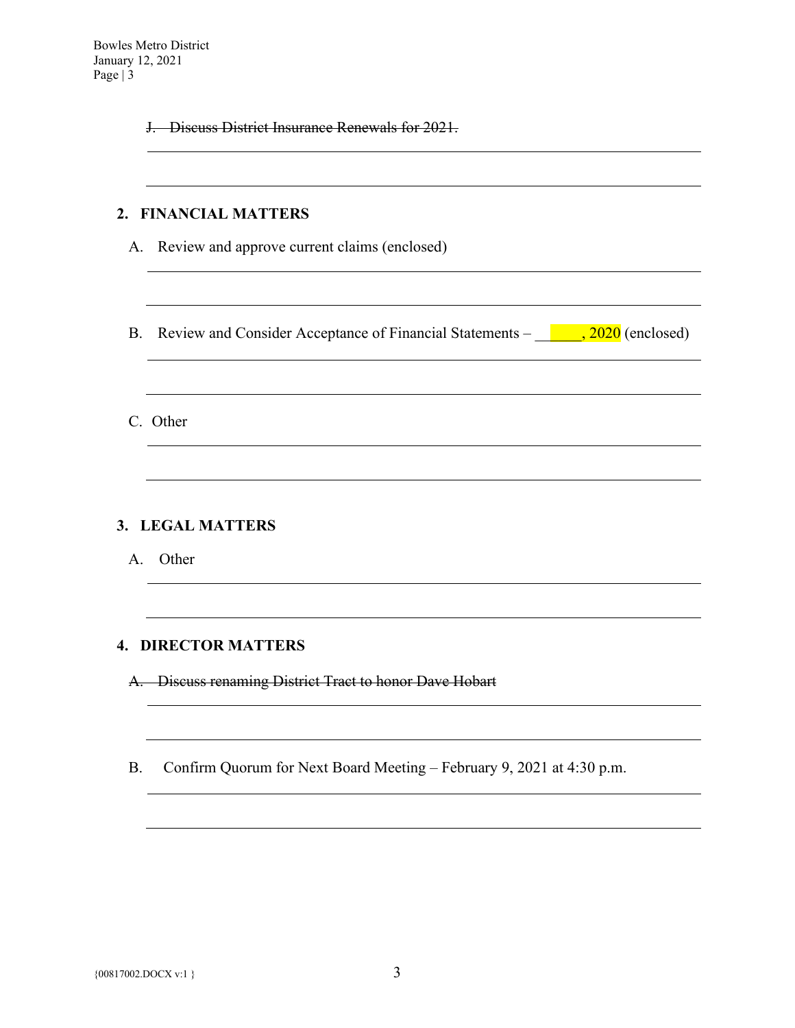~~J. Discuss District Insurance Renewals for 2021.~~

## 2. FINANCIAL MATTERS

A. Review and approve current claims (enclosed)

B. Review and Consider Acceptance of Financial Statements – ______, 2020 (enclosed)

C. Other

## 3. LEGAL MATTERS

A. Other

## 4. DIRECTOR MATTERS

~~A. Discuss renaming District Tract to honor Dave Hobart~~

B. Confirm Quorum for Next Board Meeting – February 9, 2021 at 4:30 p.m.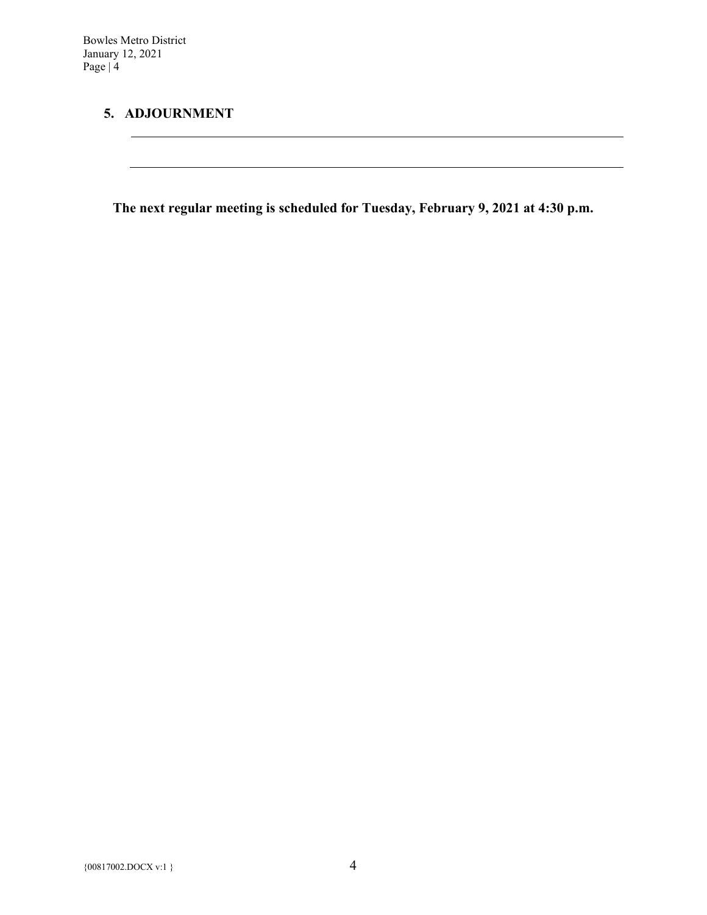## 5. ADJOURNMENT

______________________________________________________________________

______________________________________________________________________

**The next regular meeting is scheduled for Tuesday, February 9, 2021 at 4:30 p.m.**